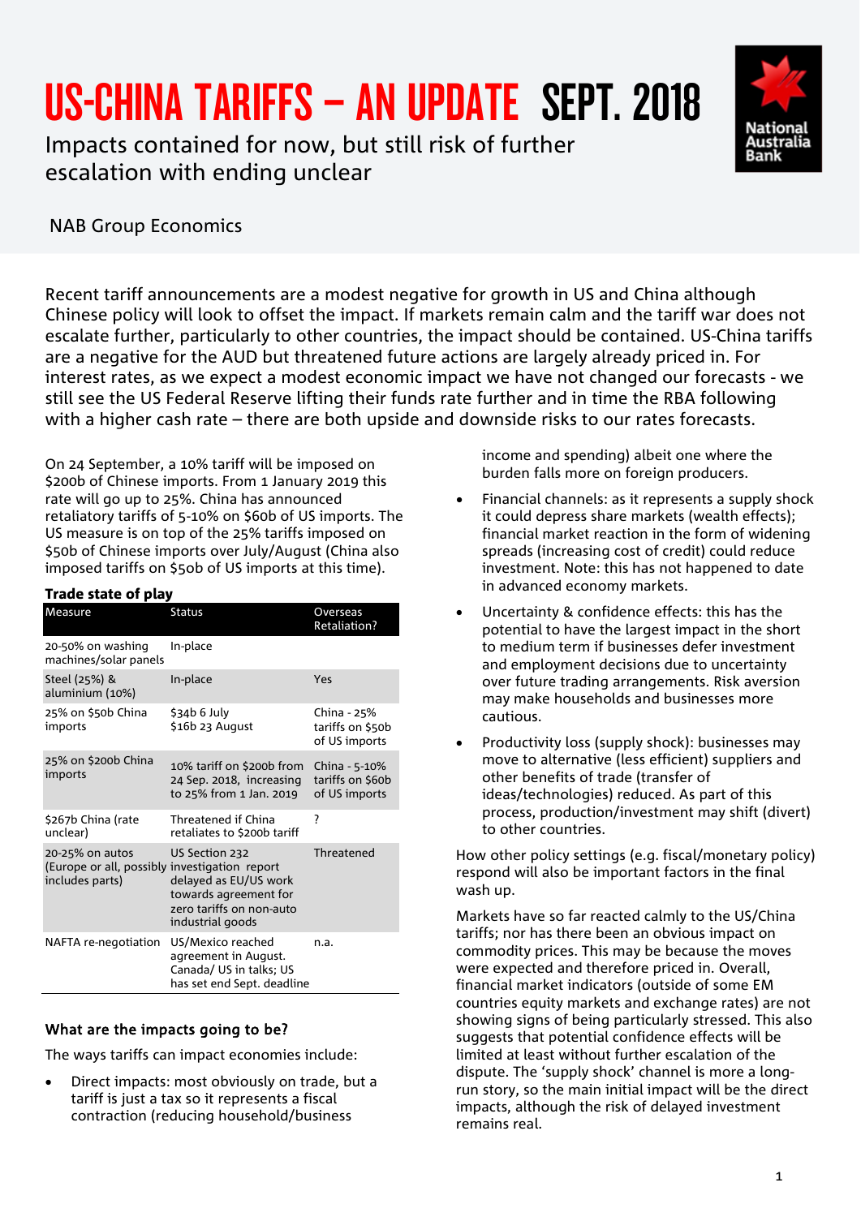# US-CHINA TARIFFS – AN UPDATE SEPT. 2018

Impacts contained for now, but still risk of further escalation with ending unclear

NAB Group Economics

Recent tariff announcements are a modest negative for growth in US and China although Chinese policy will look to offset the impact. If markets remain calm and the tariff war does not escalate further, particularly to other countries, the impact should be contained. US-China tariffs are a negative for the AUD but threatened future actions are largely already priced in. For interest rates, as we expect a modest economic impact we have not changed our forecasts - we still see the US Federal Reserve lifting their funds rate further and in time the RBA following with a higher cash rate – there are both upside and downside risks to our rates forecasts.

On 24 September, a 10% tariff will be imposed on $200b of Chinese imports. From 1 January 2019 this rate will go up to 25%. China has announced retaliatory tariffs of 5-10% on $60b of US imports. The US measure is on top of the 25% tariffs imposed on $50b of Chinese imports over July/August (China also imposed tariffs on $50b of US imports at this time).

**Trade state of play**

| Measure | Status | Overseas Retaliation? |
|---|---|---|
| 20-50% on washing machines/solar panels | In-place | |
| Steel (25%) & aluminium (10%) | In-place | Yes |
| 25% on $50b China imports | $34b 6 July<br>$16b 23 August | China - 25% tariffs on $50b of US imports |
| 25% on $200b China imports | 10% tariff on $200b from 24 Sep. 2018, increasing to 25% from 1 Jan. 2019 | China - 5-10% tariffs on $60b of US imports |
| $267b China (rate unclear) | Threatened if China retaliates to $200b tariff | ? |
| 20-25% on autos (Europe or all, possibly includes parts) | US Section 232 investigation report delayed as EU/US work towards agreement for zero tariffs on non-auto industrial goods | Threatened |
| NAFTA re-negotiation | US/Mexico reached agreement in August. Canada/ US in talks; US has set end Sept. deadline | n.a. |

### What are the impacts going to be?

The ways tariffs can impact economies include:

- Direct impacts: most obviously on trade, but a tariff is just a tax so it represents a fiscal contraction (reducing household/business income and spending) albeit one where the burden falls more on foreign producers.
- Financial channels: as it represents a supply shock it could depress share markets (wealth effects); financial market reaction in the form of widening spreads (increasing cost of credit) could reduce investment. Note: this has not happened to date in advanced economy markets.
- Uncertainty & confidence effects: this has the potential to have the largest impact in the short to medium term if businesses defer investment and employment decisions due to uncertainty over future trading arrangements. Risk aversion may make households and businesses more cautious.
- Productivity loss (supply shock): businesses may move to alternative (less efficient) suppliers and other benefits of trade (transfer of ideas/technologies) reduced. As part of this process, production/investment may shift (divert) to other countries.

How other policy settings (e.g. fiscal/monetary policy) respond will also be important factors in the final wash up.

Markets have so far reacted calmly to the US/China tariffs; nor has there been an obvious impact on commodity prices. This may be because the moves were expected and therefore priced in. Overall, financial market indicators (outside of some EM countries equity markets and exchange rates) are not showing signs of being particularly stressed. This also suggests that potential confidence effects will be limited at least without further escalation of the dispute. The 'supply shock' channel is more a long-run story, so the main initial impact will be the direct impacts, although the risk of delayed investment remains real.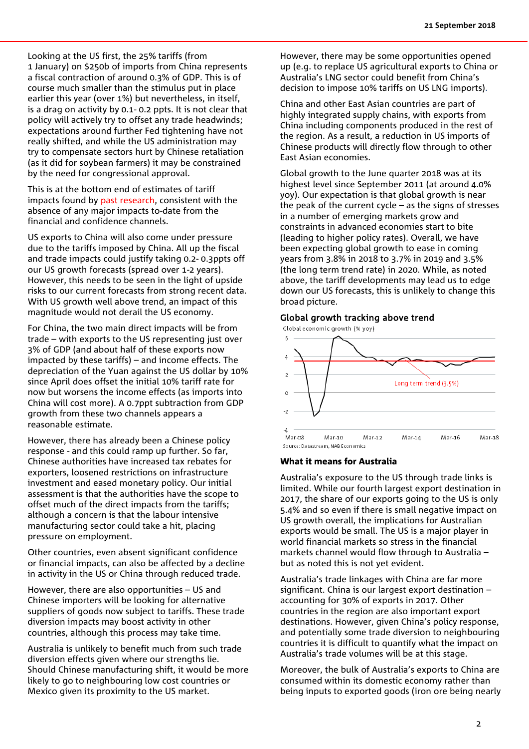Looking at the US first, the 25% tariffs (from 1 January) on $250b of imports from China represents a fiscal contraction of around 0.3% of GDP. This is of course much smaller than the stimulus put in place earlier this year (over 1%) but nevertheless, in itself, is a drag on activity by 0.1- 0.2 ppts. It is not clear that policy will actively try to offset any trade headwinds; expectations around further Fed tightening have not really shifted, and while the US administration may try to compensate sectors hurt by Chinese retaliation (as it did for soybean farmers) it may be constrained by the need for congressional approval.

This is at the bottom end of estimates of tariff impacts found by past research, consistent with the absence of any major impacts to-date from the financial and confidence channels.

US exports to China will also come under pressure due to the tariffs imposed by China. All up the fiscal and trade impacts could justify taking 0.2- 0.3ppts off our US growth forecasts (spread over 1-2 years). However, this needs to be seen in the light of upside risks to our current forecasts from strong recent data. With US growth well above trend, an impact of this magnitude would not derail the US economy.

For China, the two main direct impacts will be from trade – with exports to the US representing just over 3% of GDP (and about half of these exports now impacted by these tariffs) – and income effects. The depreciation of the Yuan against the US dollar by 10% since April does offset the initial 10% tariff rate for now but worsens the income effects (as imports into China will cost more). A 0.7ppt subtraction from GDP growth from these two channels appears a reasonable estimate.

However, there has already been a Chinese policy response - and this could ramp up further. So far, Chinese authorities have increased tax rebates for exporters, loosened restrictions on infrastructure investment and eased monetary policy. Our initial assessment is that the authorities have the scope to offset much of the direct impacts from the tariffs; although a concern is that the labour intensive manufacturing sector could take a hit, placing pressure on employment.

Other countries, even absent significant confidence or financial impacts, can also be affected by a decline in activity in the US or China through reduced trade.

However, there are also opportunities – US and Chinese importers will be looking for alternative suppliers of goods now subject to tariffs. These trade diversion impacts may boost activity in other countries, although this process may take time.

Australia is unlikely to benefit much from such trade diversion effects given where our strengths lie. Should Chinese manufacturing shift, it would be more likely to go to neighbouring low cost countries or Mexico given its proximity to the US market.

However, there may be some opportunities opened up (e.g. to replace US agricultural exports to China or Australia's LNG sector could benefit from China's decision to impose 10% tariffs on US LNG imports).

China and other East Asian countries are part of highly integrated supply chains, with exports from China including components produced in the rest of the region. As a result, a reduction in US imports of Chinese products will directly flow through to other East Asian economies.

Global growth to the June quarter 2018 was at its highest level since September 2011 (at around 4.0% yoy). Our expectation is that global growth is near the peak of the current cycle – as the signs of stresses in a number of emerging markets grow and constraints in advanced economies start to bite (leading to higher policy rates). Overall, we have been expecting global growth to ease in coming years from 3.8% in 2018 to 3.7% in 2019 and 3.5% (the long term trend rate) in 2020. While, as noted above, the tariff developments may lead us to edge down our US forecasts, this is unlikely to change this broad picture.

**Global growth tracking above trend**

Global economic growth (% yoy)

Long term trend (3.5%)

Source: Datastream, NAB Economics

### What it means for Australia

Australia's exposure to the US through trade links is limited. While our fourth largest export destination in 2017, the share of our exports going to the US is only 5.4% and so even if there is small negative impact on US growth overall, the implications for Australian exports would be small. The US is a major player in world financial markets so stress in the financial markets channel would flow through to Australia – but as noted this is not yet evident.

Australia's trade linkages with China are far more significant. China is our largest export destination – accounting for 30% of exports in 2017. Other countries in the region are also important export destinations. However, given China's policy response, and potentially some trade diversion to neighbouring countries it is difficult to quantify what the impact on Australia's trade volumes will be at this stage.

Moreover, the bulk of Australia's exports to China are consumed within its domestic economy rather than being inputs to exported goods (iron ore being nearly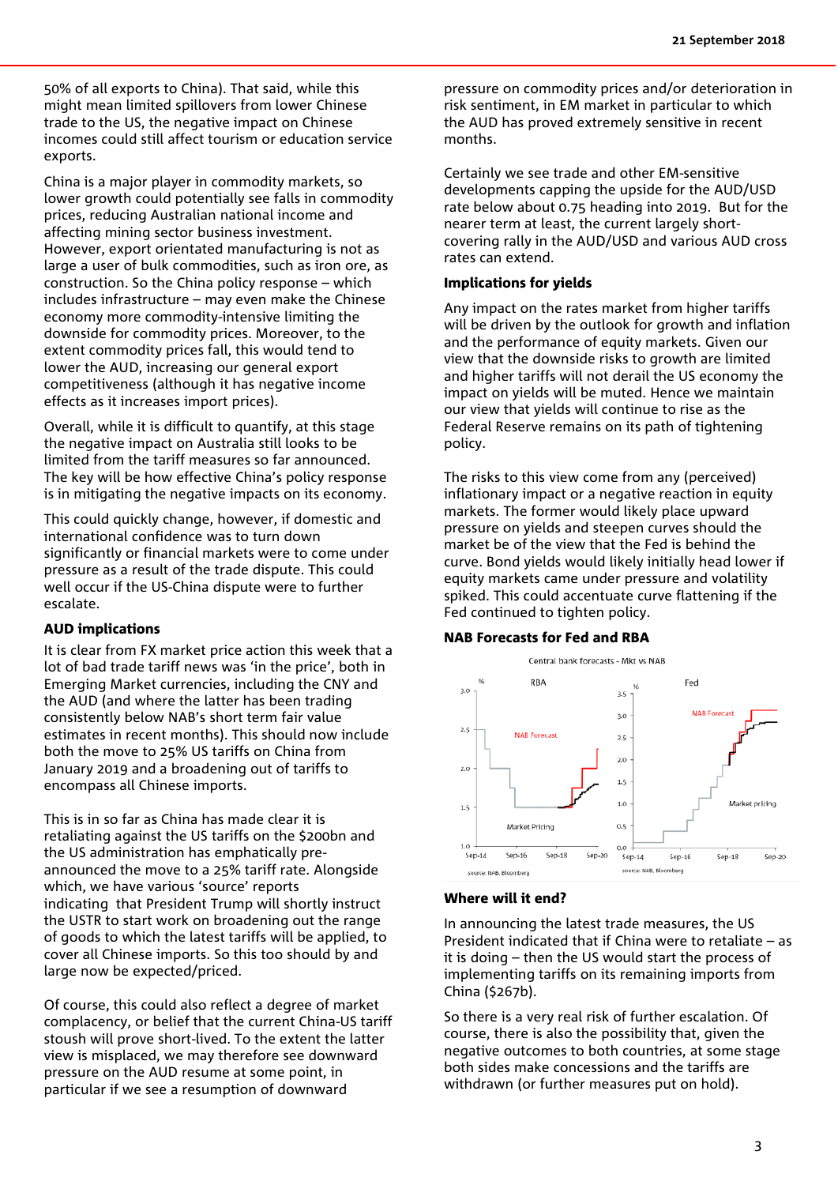50% of all exports to China). That said, while this might mean limited spillovers from lower Chinese trade to the US, the negative impact on Chinese incomes could still affect tourism or education service exports.

China is a major player in commodity markets, so lower growth could potentially see falls in commodity prices, reducing Australian national income and affecting mining sector business investment. However, export orientated manufacturing is not as large a user of bulk commodities, such as iron ore, as construction. So the China policy response – which includes infrastructure – may even make the Chinese economy more commodity-intensive limiting the downside for commodity prices. Moreover, to the extent commodity prices fall, this would tend to lower the AUD, increasing our general export competitiveness (although it has negative income effects as it increases import prices).

Overall, while it is difficult to quantify, at this stage the negative impact on Australia still looks to be limited from the tariff measures so far announced. The key will be how effective China's policy response is in mitigating the negative impacts on its economy.

This could quickly change, however, if domestic and international confidence was to turn down significantly or financial markets were to come under pressure as a result of the trade dispute. This could well occur if the US-China dispute were to further escalate.

**AUD implications**

It is clear from FX market price action this week that a lot of bad trade tariff news was 'in the price', both in Emerging Market currencies, including the CNY and the AUD (and where the latter has been trading consistently below NAB's short term fair value estimates in recent months). This should now include both the move to 25% US tariffs on China from January 2019 and a broadening out of tariffs to encompass all Chinese imports.

This is in so far as China has made clear it is retaliating against the US tariffs on the \$200bn and the US administration has emphatically pre-announced the move to a 25% tariff rate. Alongside which, we have various 'source' reports indicating that President Trump will shortly instruct the USTR to start work on broadening out the range of goods to which the latest tariffs will be applied, to cover all Chinese imports. So this too should by and large now be expected/priced.

Of course, this could also reflect a degree of market complacency, or belief that the current China-US tariff stoush will prove short-lived. To the extent the latter view is misplaced, we may therefore see downward pressure on the AUD resume at some point, in particular if we see a resumption of downward pressure on commodity prices and/or deterioration in risk sentiment, in EM market in particular to which the AUD has proved extremely sensitive in recent months.

Certainly we see trade and other EM-sensitive developments capping the upside for the AUD/USD rate below about 0.75 heading into 2019. But for the nearer term at least, the current largely short-covering rally in the AUD/USD and various AUD cross rates can extend.

**Implications for yields**

Any impact on the rates market from higher tariffs will be driven by the outlook for growth and inflation and the performance of equity markets. Given our view that the downside risks to growth are limited and higher tariffs will not derail the US economy the impact on yields will be muted. Hence we maintain our view that yields will continue to rise as the Federal Reserve remains on its path of tightening policy.

The risks to this view come from any (perceived) inflationary impact or a negative reaction in equity markets. The former would likely place upward pressure on yields and steepen curves should the market be of the view that the Fed is behind the curve. Bond yields would likely initially head lower if equity markets came under pressure and volatility spiked. This could accentuate curve flattening if the Fed continued to tighten policy.

**NAB Forecasts for Fed and RBA**

Central bank forecasts - Mkt vs NAB

source: NAB, Bloomberg

**Where will it end?**

In announcing the latest trade measures, the US President indicated that if China were to retaliate – as it is doing – then the US would start the process of implementing tariffs on its remaining imports from China (\$267b).

So there is a very real risk of further escalation. Of course, there is also the possibility that, given the negative outcomes to both countries, at some stage both sides make concessions and the tariffs are withdrawn (or further measures put on hold).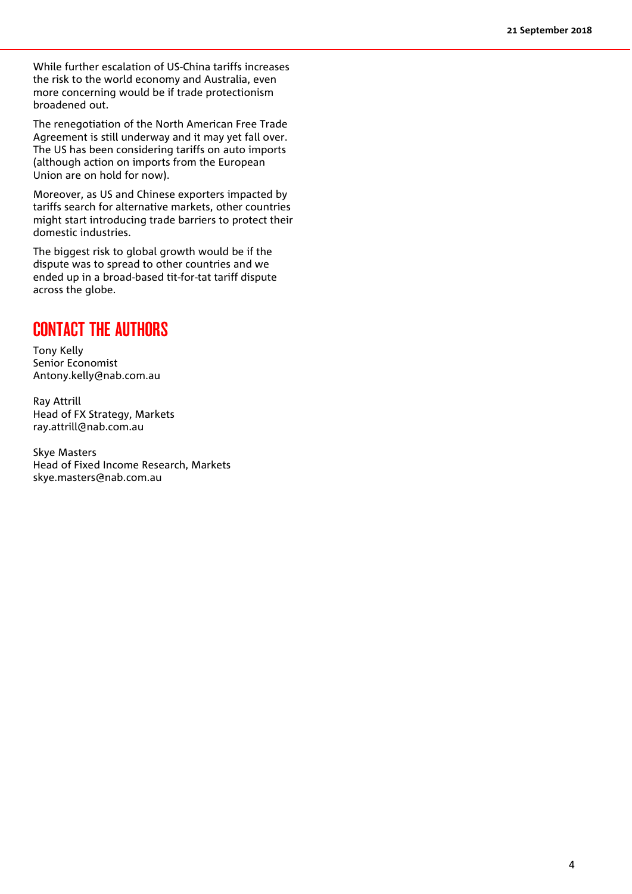While further escalation of US-China tariffs increases the risk to the world economy and Australia, even more concerning would be if trade protectionism broadened out.

The renegotiation of the North American Free Trade Agreement is still underway and it may yet fall over. The US has been considering tariffs on auto imports (although action on imports from the European Union are on hold for now).

Moreover, as US and Chinese exporters impacted by tariffs search for alternative markets, other countries might start introducing trade barriers to protect their domestic industries.

The biggest risk to global growth would be if the dispute was to spread to other countries and we ended up in a broad-based tit-for-tat tariff dispute across the globe.

## CONTACT THE AUTHORS

Tony Kelly
Senior Economist
Antony.kelly@nab.com.au

Ray Attrill
Head of FX Strategy, Markets
ray.attrill@nab.com.au

Skye Masters
Head of Fixed Income Research, Markets
skye.masters@nab.com.au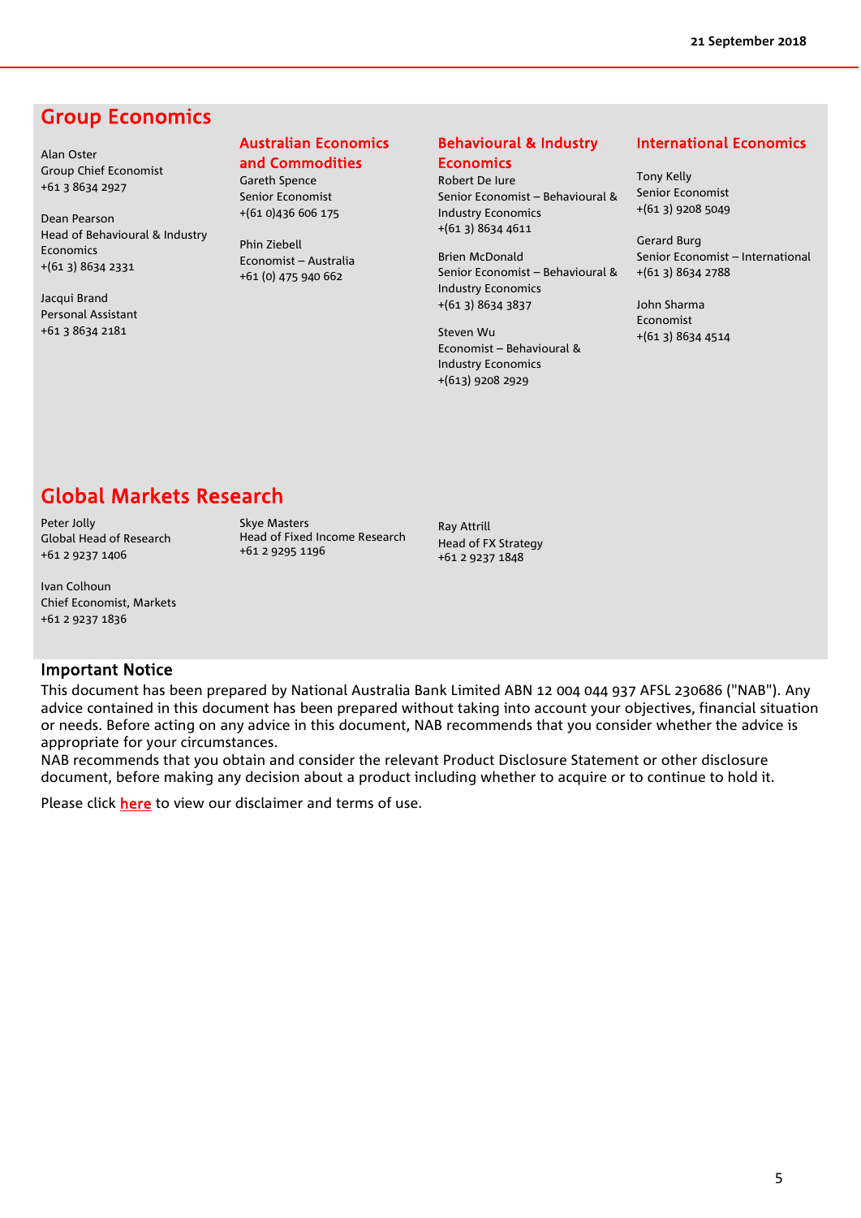# Group Economics

Alan Oster
Group Chief Economist
+61 3 8634 2927

Dean Pearson
Head of Behavioural & Industry Economics
+(61 3) 8634 2331

Jacqui Brand
Personal Assistant
+61 3 8634 2181

## Australian Economics and Commodities

Gareth Spence
Senior Economist
+(61 0)436 606 175

Phin Ziebell
Economist – Australia
+61 (0) 475 940 662

## Behavioural & Industry Economics

Robert De Iure
Senior Economist – Behavioural & Industry Economics
+(61 3) 8634 4611

Brien McDonald
Senior Economist – Behavioural & Industry Economics
+(61 3) 8634 3837

Steven Wu
Economist – Behavioural & Industry Economics
+(613) 9208 2929

## International Economics

Tony Kelly
Senior Economist
+(61 3) 9208 5049

Gerard Burg
Senior Economist – International
+(61 3) 8634 2788

John Sharma
Economist
+(61 3) 8634 4514

# Global Markets Research

Peter Jolly
Global Head of Research
+61 2 9237 1406

Ivan Colhoun
Chief Economist, Markets
+61 2 9237 1836

Skye Masters
Head of Fixed Income Research
+61 2 9295 1196

Ray Attrill
Head of FX Strategy
+61 2 9237 1848

## Important Notice

This document has been prepared by National Australia Bank Limited ABN 12 004 044 937 AFSL 230686 ("NAB"). Any advice contained in this document has been prepared without taking into account your objectives, financial situation or needs. Before acting on any advice in this document, NAB recommends that you consider whether the advice is appropriate for your circumstances.
NAB recommends that you obtain and consider the relevant Product Disclosure Statement or other disclosure document, before making any decision about a product including whether to acquire or to continue to hold it.

Please click here to view our disclaimer and terms of use.